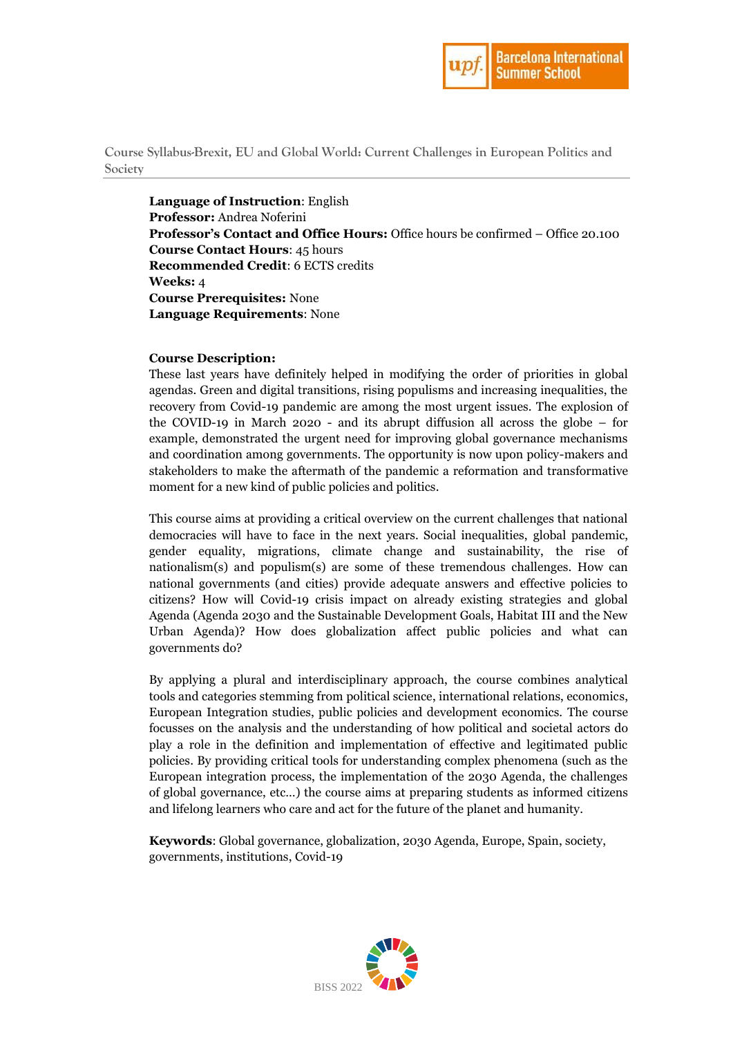# Course Syllabus-Brexit, EU and Global World: Current Challenges in European Politics and Society

**Language of Instruction**: English
**Professor:** Andrea Noferini
**Professor's Contact and Office Hours:** Office hours be confirmed – Office 20.100
**Course Contact Hours**: 45 hours
**Recommended Credit**: 6 ECTS credits
**Weeks:** 4
**Course Prerequisites:** None
**Language Requirements**: None

**Course Description:**

These last years have definitely helped in modifying the order of priorities in global agendas. Green and digital transitions, rising populisms and increasing inequalities, the recovery from Covid-19 pandemic are among the most urgent issues. The explosion of the COVID-19 in March 2020 - and its abrupt diffusion all across the globe – for example, demonstrated the urgent need for improving global governance mechanisms and coordination among governments. The opportunity is now upon policy-makers and stakeholders to make the aftermath of the pandemic a reformation and transformative moment for a new kind of public policies and politics.

This course aims at providing a critical overview on the current challenges that national democracies will have to face in the next years. Social inequalities, global pandemic, gender equality, migrations, climate change and sustainability, the rise of nationalism(s) and populism(s) are some of these tremendous challenges. How can national governments (and cities) provide adequate answers and effective policies to citizens? How will Covid-19 crisis impact on already existing strategies and global Agenda (Agenda 2030 and the Sustainable Development Goals, Habitat III and the New Urban Agenda)? How does globalization affect public policies and what can governments do?

By applying a plural and interdisciplinary approach, the course combines analytical tools and categories stemming from political science, international relations, economics, European Integration studies, public policies and development economics. The course focusses on the analysis and the understanding of how political and societal actors do play a role in the definition and implementation of effective and legitimated public policies. By providing critical tools for understanding complex phenomena (such as the European integration process, the implementation of the 2030 Agenda, the challenges of global governance, etc…) the course aims at preparing students as informed citizens and lifelong learners who care and act for the future of the planet and humanity.

**Keywords**: Global governance, globalization, 2030 Agenda, Europe, Spain, society, governments, institutions, Covid-19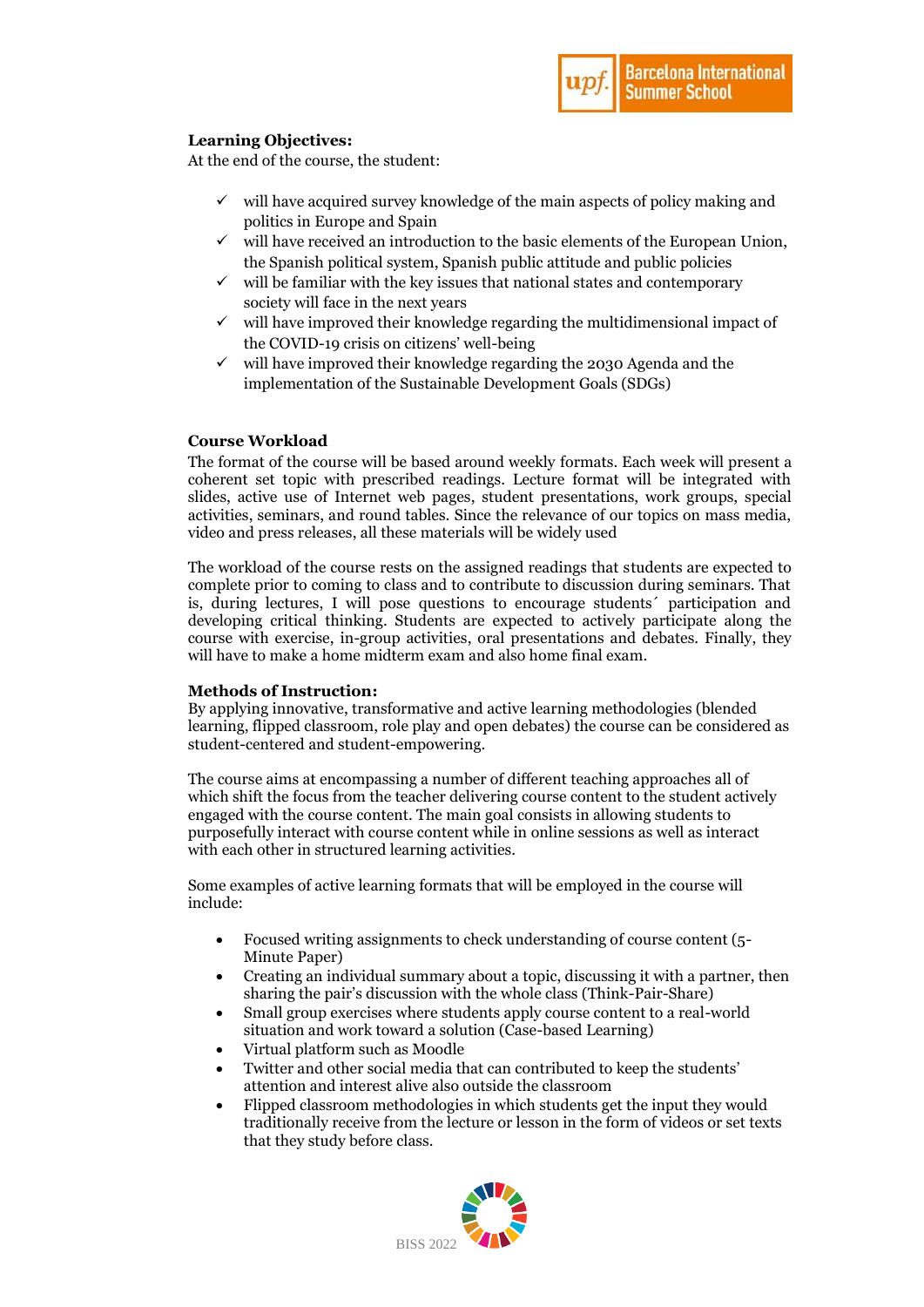**Learning Objectives:**
At the end of the course, the student:

- ✓ will have acquired survey knowledge of the main aspects of policy making and politics in Europe and Spain
- ✓ will have received an introduction to the basic elements of the European Union, the Spanish political system, Spanish public attitude and public policies
- ✓ will be familiar with the key issues that national states and contemporary society will face in the next years
- ✓ will have improved their knowledge regarding the multidimensional impact of the COVID-19 crisis on citizens' well-being
- ✓ will have improved their knowledge regarding the 2030 Agenda and the implementation of the Sustainable Development Goals (SDGs)

**Course Workload**
The format of the course will be based around weekly formats. Each week will present a coherent set topic with prescribed readings. Lecture format will be integrated with slides, active use of Internet web pages, student presentations, work groups, special activities, seminars, and round tables. Since the relevance of our topics on mass media, video and press releases, all these materials will be widely used

The workload of the course rests on the assigned readings that students are expected to complete prior to coming to class and to contribute to discussion during seminars. That is, during lectures, I will pose questions to encourage students´ participation and developing critical thinking. Students are expected to actively participate along the course with exercise, in-group activities, oral presentations and debates. Finally, they will have to make a home midterm exam and also home final exam.

**Methods of Instruction:**
By applying innovative, transformative and active learning methodologies (blended learning, flipped classroom, role play and open debates) the course can be considered as student-centered and student-empowering.

The course aims at encompassing a number of different teaching approaches all of which shift the focus from the teacher delivering course content to the student actively engaged with the course content. The main goal consists in allowing students to purposefully interact with course content while in online sessions as well as interact with each other in structured learning activities.

Some examples of active learning formats that will be employed in the course will include:

- Focused writing assignments to check understanding of course content (5-Minute Paper)
- Creating an individual summary about a topic, discussing it with a partner, then sharing the pair's discussion with the whole class (Think-Pair-Share)
- Small group exercises where students apply course content to a real-world situation and work toward a solution (Case-based Learning)
- Virtual platform such as Moodle
- Twitter and other social media that can contributed to keep the students' attention and interest alive also outside the classroom
- Flipped classroom methodologies in which students get the input they would traditionally receive from the lecture or lesson in the form of videos or set texts that they study before class.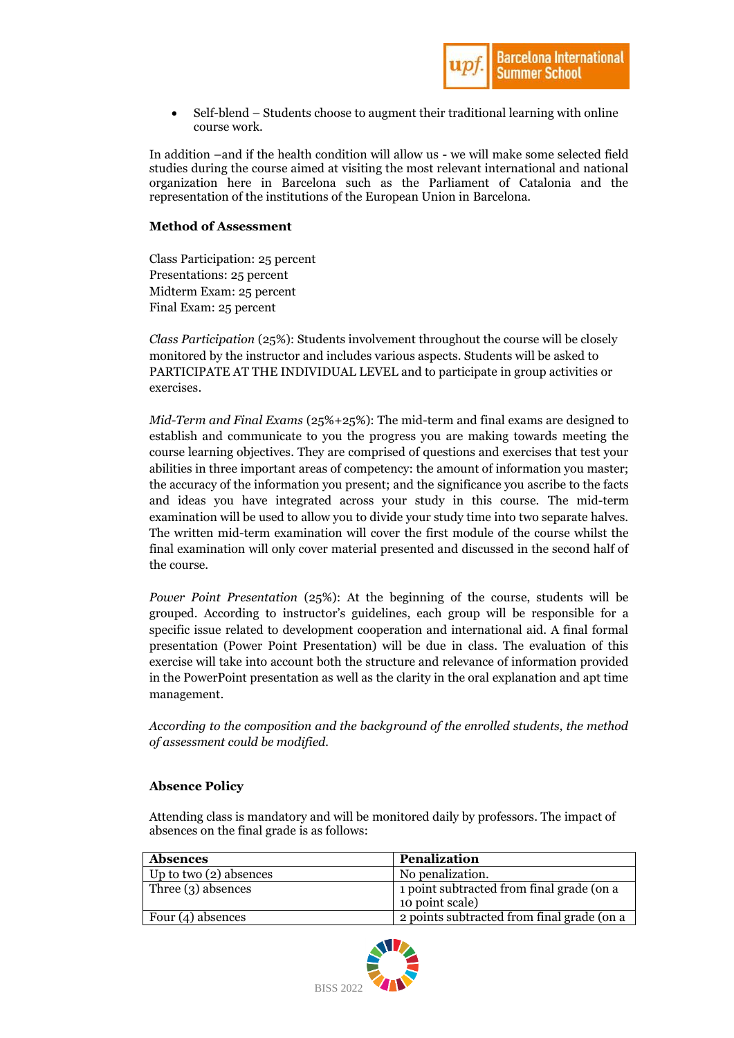- Self-blend – Students choose to augment their traditional learning with online course work.

In addition –and if the health condition will allow us - we will make some selected field studies during the course aimed at visiting the most relevant international and national organization here in Barcelona such as the Parliament of Catalonia and the representation of the institutions of the European Union in Barcelona.

**Method of Assessment**

Class Participation: 25 percent
Presentations: 25 percent
Midterm Exam: 25 percent
Final Exam: 25 percent

*Class Participation* (25%): Students involvement throughout the course will be closely monitored by the instructor and includes various aspects. Students will be asked to PARTICIPATE AT THE INDIVIDUAL LEVEL and to participate in group activities or exercises.

*Mid-Term and Final Exams* (25%+25%): The mid-term and final exams are designed to establish and communicate to you the progress you are making towards meeting the course learning objectives. They are comprised of questions and exercises that test your abilities in three important areas of competency: the amount of information you master; the accuracy of the information you present; and the significance you ascribe to the facts and ideas you have integrated across your study in this course. The mid-term examination will be used to allow you to divide your study time into two separate halves. The written mid-term examination will cover the first module of the course whilst the final examination will only cover material presented and discussed in the second half of the course.

*Power Point Presentation* (25%): At the beginning of the course, students will be grouped. According to instructor's guidelines, each group will be responsible for a specific issue related to development cooperation and international aid. A final formal presentation (Power Point Presentation) will be due in class. The evaluation of this exercise will take into account both the structure and relevance of information provided in the PowerPoint presentation as well as the clarity in the oral explanation and apt time management.

*According to the composition and the background of the enrolled students, the method of assessment could be modified.*

**Absence Policy**

Attending class is mandatory and will be monitored daily by professors. The impact of absences on the final grade is as follows:

| Absences | Penalization |
|---|---|
| Up to two (2) absences | No penalization. |
| Three (3) absences | 1 point subtracted from final grade (on a 10 point scale) |
| Four (4) absences | 2 points subtracted from final grade (on a |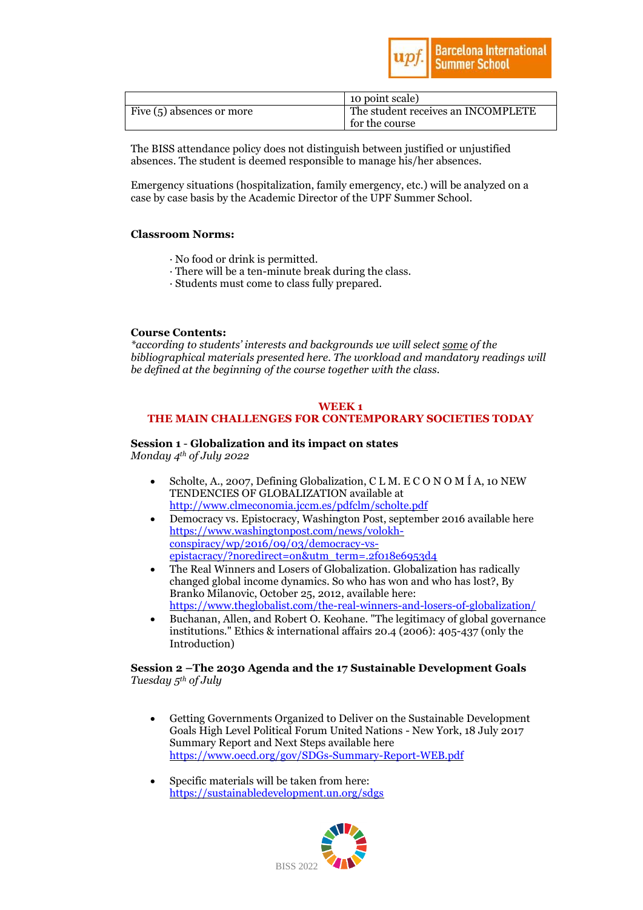| | 10 point scale) |
|---|---|
| Five (5) absences or more | The student receives an INCOMPLETE for the course |

The BISS attendance policy does not distinguish between justified or unjustified absences. The student is deemed responsible to manage his/her absences.

Emergency situations (hospitalization, family emergency, etc.) will be analyzed on a case by case basis by the Academic Director of the UPF Summer School.

**Classroom Norms:**

· No food or drink is permitted.
· There will be a ten-minute break during the class.
· Students must come to class fully prepared.

**Course Contents:**
*\*according to students' interests and backgrounds we will select some of the bibliographical materials presented here. The workload and mandatory readings will be defined at the beginning of the course together with the class.*

## WEEK 1
## THE MAIN CHALLENGES FOR CONTEMPORARY SOCIETIES TODAY

**Session 1 - Globalization and its impact on states**
*Monday 4th of July 2022*

- Scholte, A., 2007, Defining Globalization, C L M. E C O N O M Í A, 10 NEW TENDENCIES OF GLOBALIZATION available at http://www.clmeconomia.jccm.es/pdfclm/scholte.pdf
- Democracy vs. Epistocracy, Washington Post, september 2016 available here https://www.washingtonpost.com/news/volokh-conspiracy/wp/2016/09/03/democracy-vs-epistacracy/?noredirect=on&utm_term=.2f018e6953d4
- The Real Winners and Losers of Globalization. Globalization has radically changed global income dynamics. So who has won and who has lost?, By Branko Milanovic, October 25, 2012, available here: https://www.theglobalist.com/the-real-winners-and-losers-of-globalization/
- Buchanan, Allen, and Robert O. Keohane. "The legitimacy of global governance institutions." Ethics & international affairs 20.4 (2006): 405-437 (only the Introduction)

**Session 2 –The 2030 Agenda and the 17 Sustainable Development Goals**
*Tuesday 5th of July*

- Getting Governments Organized to Deliver on the Sustainable Development Goals High Level Political Forum United Nations - New York, 18 July 2017 Summary Report and Next Steps available here https://www.oecd.org/gov/SDGs-Summary-Report-WEB.pdf
- Specific materials will be taken from here: https://sustainabledevelopment.un.org/sdgs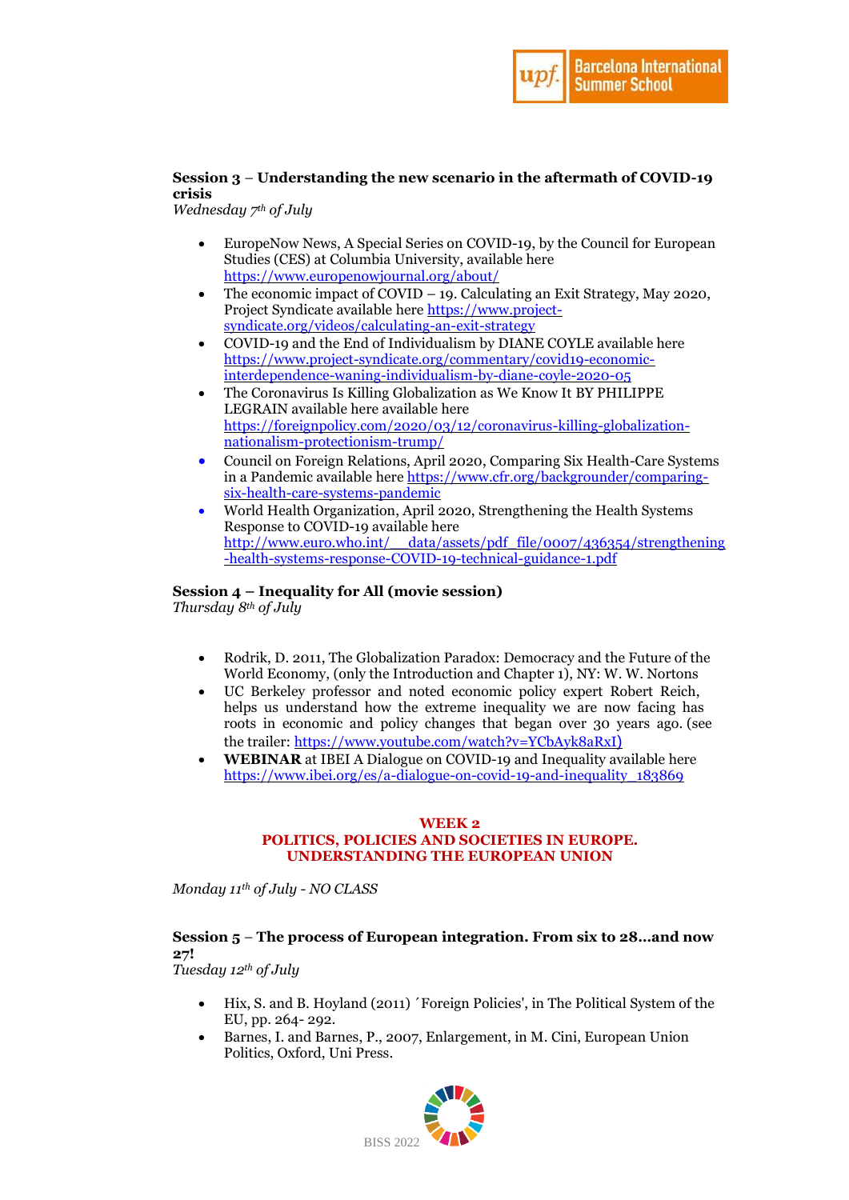**Session 3** – **Understanding the new scenario in the aftermath of COVID-19 crisis**
*Wednesday 7th of July*

- EuropeNow News, A Special Series on COVID-19, by the Council for European Studies (CES) at Columbia University, available here https://www.europenowjournal.org/about/
- The economic impact of COVID – 19. Calculating an Exit Strategy, May 2020, Project Syndicate available here https://www.project-syndicate.org/videos/calculating-an-exit-strategy
- COVID-19 and the End of Individualism by DIANE COYLE available here https://www.project-syndicate.org/commentary/covid19-economic-interdependence-waning-individualism-by-diane-coyle-2020-05
- The Coronavirus Is Killing Globalization as We Know It BY PHILIPPE LEGRAIN available here available here https://foreignpolicy.com/2020/03/12/coronavirus-killing-globalization-nationalism-protectionism-trump/
- Council on Foreign Relations, April 2020, Comparing Six Health-Care Systems in a Pandemic available here https://www.cfr.org/backgrounder/comparing-six-health-care-systems-pandemic
- World Health Organization, April 2020, Strengthening the Health Systems Response to COVID-19 available here http://www.euro.who.int/__data/assets/pdf_file/0007/436354/strengthening-health-systems-response-COVID-19-technical-guidance-1.pdf

**Session 4 – Inequality for All (movie session)**
*Thursday 8th of July*

- Rodrik, D. 2011, The Globalization Paradox: Democracy and the Future of the World Economy, (only the Introduction and Chapter 1), NY: W. W. Nortons
- UC Berkeley professor and noted economic policy expert Robert Reich, helps us understand how the extreme inequality we are now facing has roots in economic and policy changes that began over 30 years ago. (see the trailer: https://www.youtube.com/watch?v=YCbAyk8aRxI)
- **WEBINAR** at IBEI A Dialogue on COVID-19 and Inequality available here https://www.ibei.org/es/a-dialogue-on-covid-19-and-inequality_183869

## WEEK 2
## POLITICS, POLICIES AND SOCIETIES IN EUROPE. UNDERSTANDING THE EUROPEAN UNION

*Monday 11th of July - NO CLASS*

**Session 5** – **The process of European integration. From six to 28…and now 27!**
*Tuesday 12th of July*

- Hix, S. and B. Hoyland (2011) ´Foreign Policies', in The Political System of the EU, pp. 264- 292.
- Barnes, I. and Barnes, P., 2007, Enlargement, in M. Cini, European Union Politics, Oxford, Uni Press.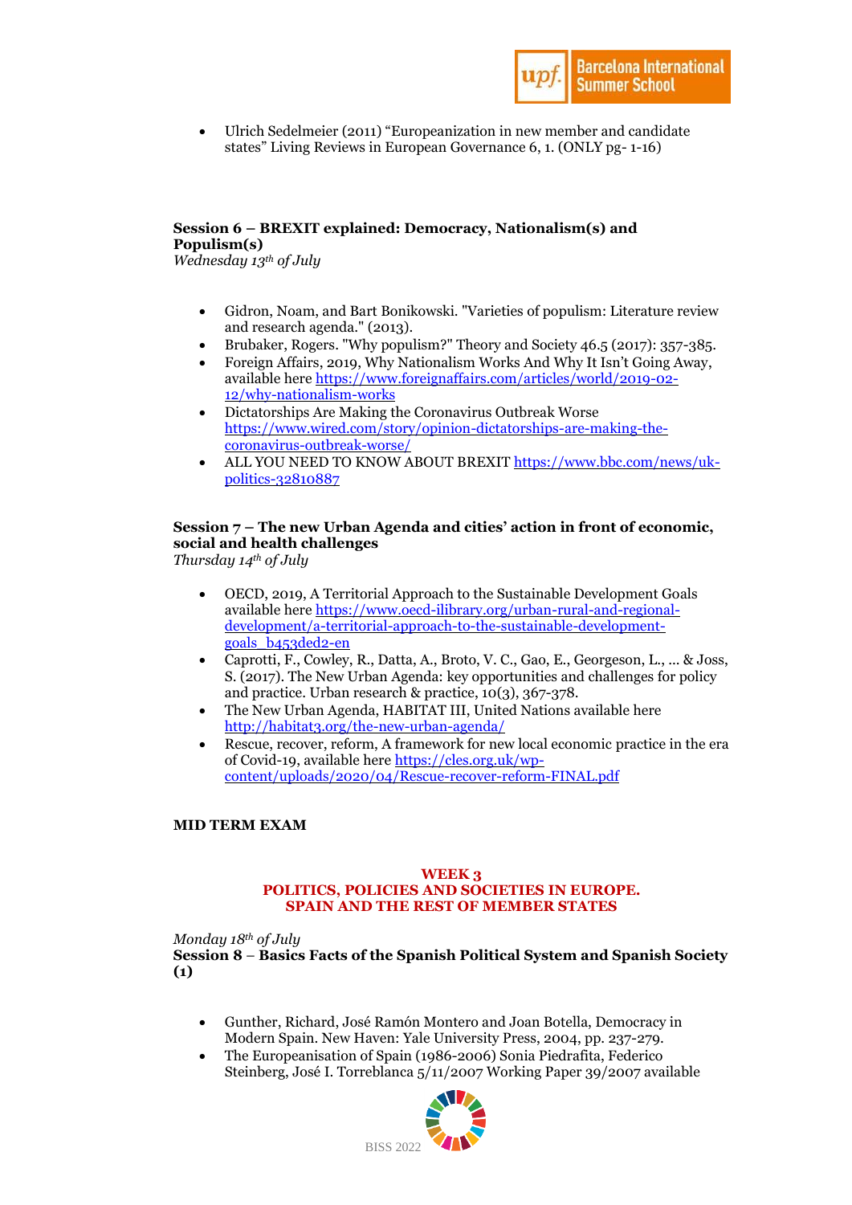- Ulrich Sedelmeier (2011) "Europeanization in new member and candidate states" Living Reviews in European Governance 6, 1. (ONLY pg- 1-16)

**Session 6 – BREXIT explained: Democracy, Nationalism(s) and Populism(s)**
*Wednesday 13th of July*

- Gidron, Noam, and Bart Bonikowski. "Varieties of populism: Literature review and research agenda." (2013).
- Brubaker, Rogers. "Why populism?" Theory and Society 46.5 (2017): 357-385.
- Foreign Affairs, 2019, Why Nationalism Works And Why It Isn't Going Away, available here https://www.foreignaffairs.com/articles/world/2019-02-12/why-nationalism-works
- Dictatorships Are Making the Coronavirus Outbreak Worse https://www.wired.com/story/opinion-dictatorships-are-making-the-coronavirus-outbreak-worse/
- ALL YOU NEED TO KNOW ABOUT BREXIT https://www.bbc.com/news/uk-politics-32810887

**Session 7 – The new Urban Agenda and cities' action in front of economic, social and health challenges**
*Thursday 14th of July*

- OECD, 2019, A Territorial Approach to the Sustainable Development Goals available here https://www.oecd-ilibrary.org/urban-rural-and-regional-development/a-territorial-approach-to-the-sustainable-development-goals_b453ded2-en
- Caprotti, F., Cowley, R., Datta, A., Broto, V. C., Gao, E., Georgeson, L., ... & Joss, S. (2017). The New Urban Agenda: key opportunities and challenges for policy and practice. Urban research & practice, 10(3), 367-378.
- The New Urban Agenda, HABITAT III, United Nations available here http://habitat3.org/the-new-urban-agenda/
- Rescue, recover, reform, A framework for new local economic practice in the era of Covid-19, available here https://cles.org.uk/wp-content/uploads/2020/04/Rescue-recover-reform-FINAL.pdf

**MID TERM EXAM**

## WEEK 3
## POLITICS, POLICIES AND SOCIETIES IN EUROPE. SPAIN AND THE REST OF MEMBER STATES

*Monday 18th of July*
**Session 8 – Basics Facts of the Spanish Political System and Spanish Society (1)**

- Gunther, Richard, José Ramón Montero and Joan Botella, Democracy in Modern Spain. New Haven: Yale University Press, 2004, pp. 237-279.
- The Europeanisation of Spain (1986-2006) Sonia Piedrafita, Federico Steinberg, José I. Torreblanca 5/11/2007 Working Paper 39/2007 available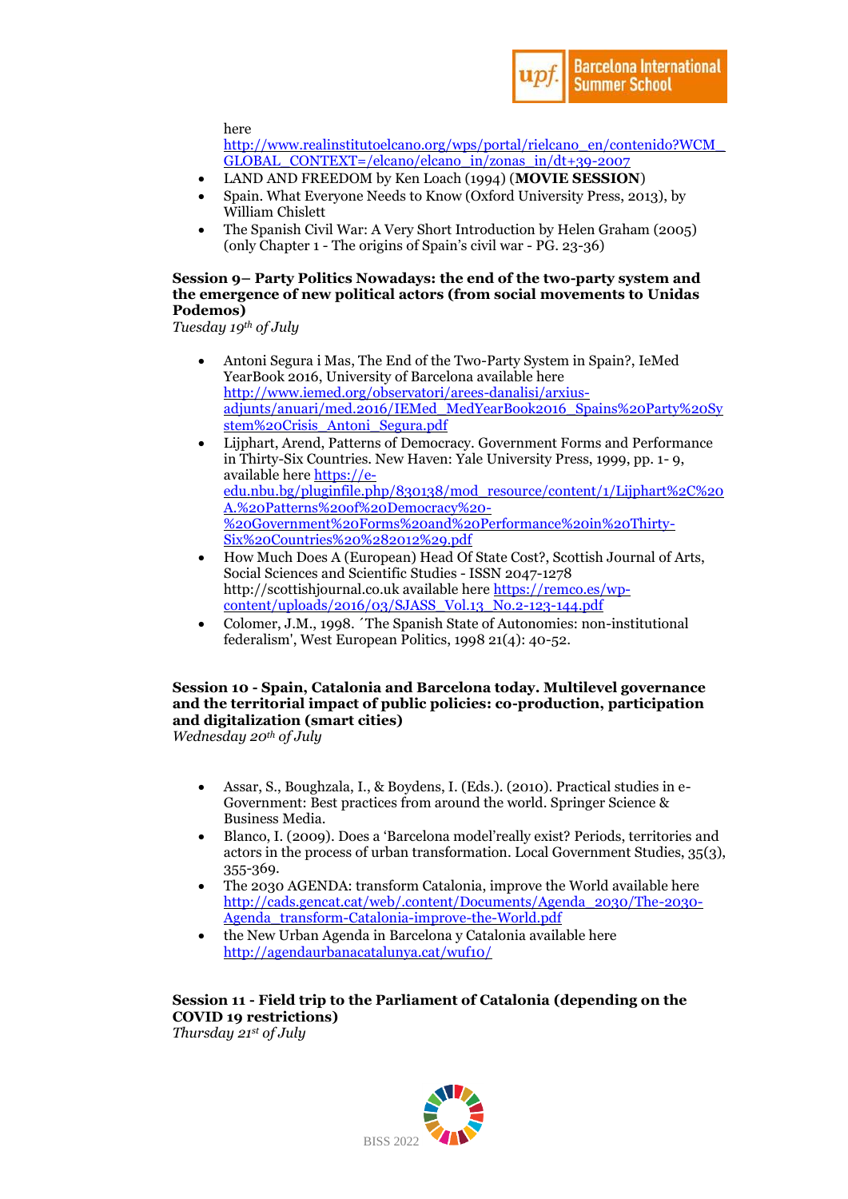here [http://www.realinstitutoelcano.org/wps/portal/rielcano_en/contenido?WCM_GLOBAL_CONTEXT=/elcano/elcano_in/zonas_in/dt+39-2007](http://www.realinstitutoelcano.org/wps/portal/rielcano_en/contenido?WCM_GLOBAL_CONTEXT=/elcano/elcano_in/zonas_in/dt+39-2007)

- LAND AND FREEDOM by Ken Loach (1994) (**MOVIE SESSION**)
- Spain. What Everyone Needs to Know (Oxford University Press, 2013), by William Chislett
- The Spanish Civil War: A Very Short Introduction by Helen Graham (2005) (only Chapter 1 - The origins of Spain's civil war - PG. 23-36)

**Session 9– Party Politics Nowadays: the end of the two-party system and the emergence of new political actors (from social movements to Unidas Podemos)**
*Tuesday 19th of July*

- Antoni Segura i Mas, The End of the Two-Party System in Spain?, IeMed YearBook 2016, University of Barcelona available here [http://www.iemed.org/observatori/arees-danalisi/arxius-adjunts/anuari/med.2016/IEMed_MedYearBook2016_Spains%20Party%20System%20Crisis_Antoni_Segura.pdf](http://www.iemed.org/observatori/arees-danalisi/arxius-adjunts/anuari/med.2016/IEMed_MedYearBook2016_Spains%20Party%20System%20Crisis_Antoni_Segura.pdf)
- Lijphart, Arend, Patterns of Democracy. Government Forms and Performance in Thirty-Six Countries. New Haven: Yale University Press, 1999, pp. 1- 9, available here [https://e-edu.nbu.bg/pluginfile.php/830138/mod_resource/content/1/Lijphart%2C%20A.%20Patterns%20of%20Democracy%20-%20Government%20Forms%20and%20Performance%20in%20Thirty-Six%20Countries%20%282012%29.pdf](https://e-edu.nbu.bg/pluginfile.php/830138/mod_resource/content/1/Lijphart%2C%20A.%20Patterns%20of%20Democracy%20-%20Government%20Forms%20and%20Performance%20in%20Thirty-Six%20Countries%20%282012%29.pdf)
- How Much Does A (European) Head Of State Cost?, Scottish Journal of Arts, Social Sciences and Scientific Studies - ISSN 2047-1278 http://scottishjournal.co.uk available here [https://remco.es/wp-content/uploads/2016/03/SJASS_Vol.13_No.2-123-144.pdf](https://remco.es/wp-content/uploads/2016/03/SJASS_Vol.13_No.2-123-144.pdf)
- Colomer, J.M., 1998. ´The Spanish State of Autonomies: non-institutional federalism', West European Politics, 1998 21(4): 40-52.

**Session 10 - Spain, Catalonia and Barcelona today. Multilevel governance and the territorial impact of public policies: co-production, participation and digitalization (smart cities)**
*Wednesday 20th of July*

- Assar, S., Boughzala, I., & Boydens, I. (Eds.). (2010). Practical studies in e-Government: Best practices from around the world. Springer Science & Business Media.
- Blanco, I. (2009). Does a 'Barcelona model'really exist? Periods, territories and actors in the process of urban transformation. Local Government Studies, 35(3), 355-369.
- The 2030 AGENDA: transform Catalonia, improve the World available here [http://cads.gencat.cat/web/.content/Documents/Agenda_2030/The-2030-Agenda_transform-Catalonia-improve-the-World.pdf](http://cads.gencat.cat/web/.content/Documents/Agenda_2030/The-2030-Agenda_transform-Catalonia-improve-the-World.pdf)
- the New Urban Agenda in Barcelona y Catalonia available here [http://agendaurbanacatalunya.cat/wuf10/](http://agendaurbanacatalunya.cat/wuf10/)

**Session 11 - Field trip to the Parliament of Catalonia (depending on the COVID 19 restrictions)**
*Thursday 21st of July*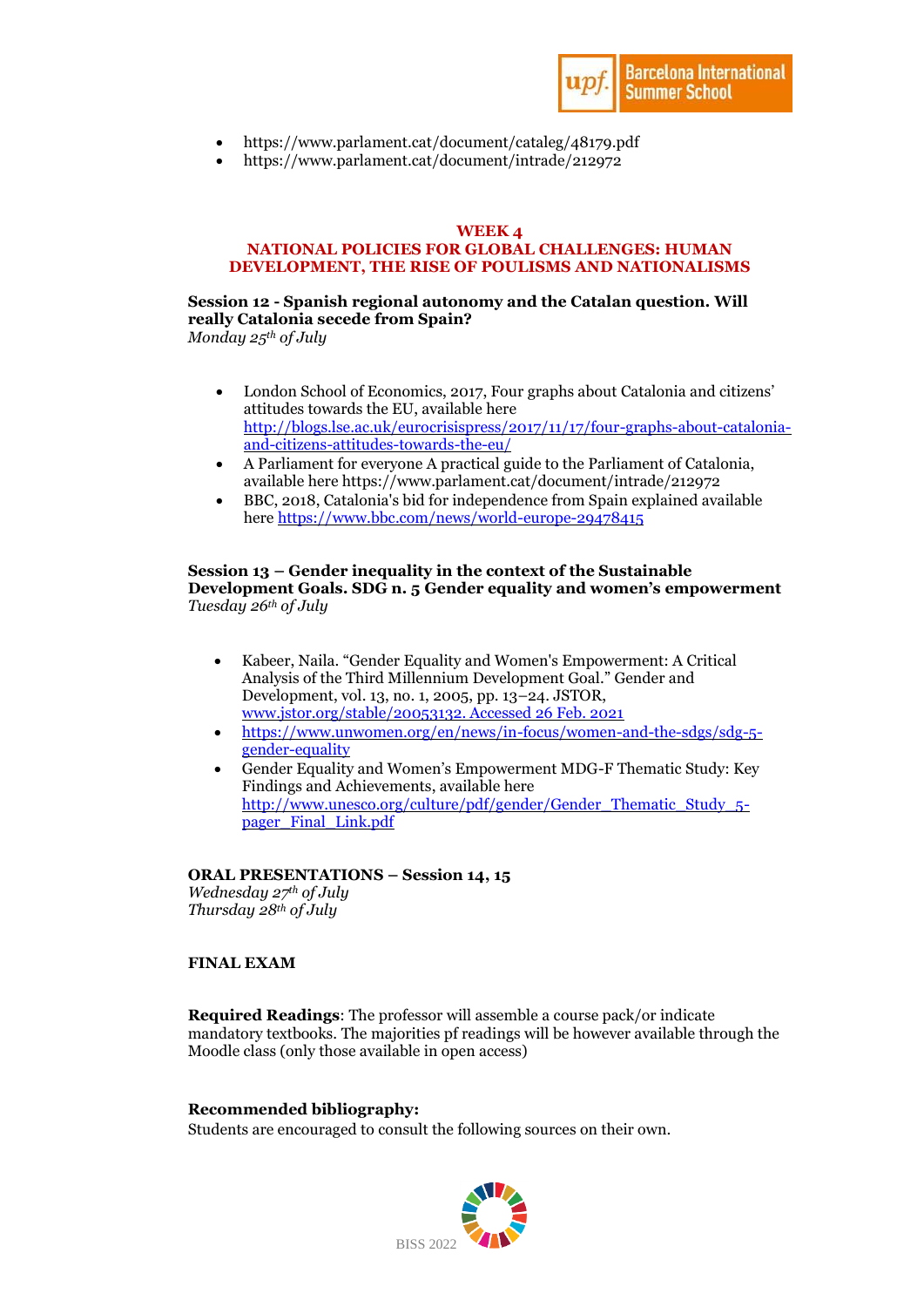- https://www.parlament.cat/document/cataleg/48179.pdf
- https://www.parlament.cat/document/intrade/212972

## WEEK 4
## NATIONAL POLICIES FOR GLOBAL CHALLENGES: HUMAN DEVELOPMENT, THE RISE OF POULISMS AND NATIONALISMS

**Session 12 - Spanish regional autonomy and the Catalan question. Will really Catalonia secede from Spain?**
*Monday 25th of July*

- London School of Economics, 2017, Four graphs about Catalonia and citizens' attitudes towards the EU, available here http://blogs.lse.ac.uk/eurocrisispress/2017/11/17/four-graphs-about-catalonia-and-citizens-attitudes-towards-the-eu/
- A Parliament for everyone A practical guide to the Parliament of Catalonia, available here https://www.parlament.cat/document/intrade/212972
- BBC, 2018, Catalonia's bid for independence from Spain explained available here https://www.bbc.com/news/world-europe-29478415

**Session 13 – Gender inequality in the context of the Sustainable Development Goals. SDG n. 5 Gender equality and women's empowerment**
*Tuesday 26th of July*

- Kabeer, Naila. "Gender Equality and Women's Empowerment: A Critical Analysis of the Third Millennium Development Goal." Gender and Development, vol. 13, no. 1, 2005, pp. 13–24. JSTOR, www.jstor.org/stable/20053132. Accessed 26 Feb. 2021
- https://www.unwomen.org/en/news/in-focus/women-and-the-sdgs/sdg-5-gender-equality
- Gender Equality and Women's Empowerment MDG-F Thematic Study: Key Findings and Achievements, available here http://www.unesco.org/culture/pdf/gender/Gender_Thematic_Study_5-pager_Final_Link.pdf

**ORAL PRESENTATIONS – Session 14, 15**
*Wednesday 27th of July*
*Thursday 28th of July*

**FINAL EXAM**

**Required Readings**: The professor will assemble a course pack/or indicate mandatory textbooks. The majorities pf readings will be however available through the Moodle class (only those available in open access)

**Recommended bibliography:**
Students are encouraged to consult the following sources on their own.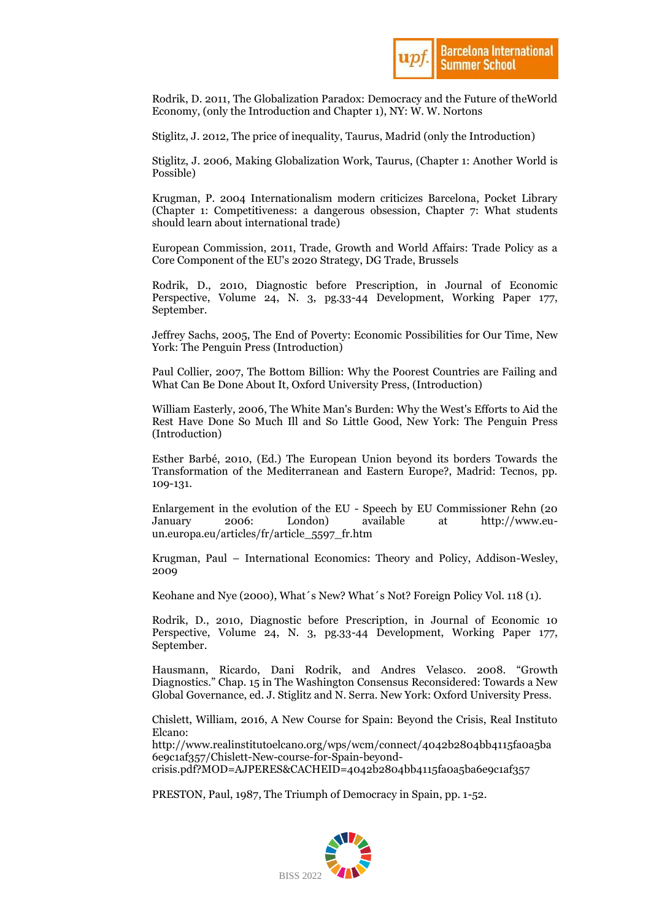Rodrik, D. 2011, The Globalization Paradox: Democracy and the Future of theWorld Economy, (only the Introduction and Chapter 1), NY: W. W. Nortons

Stiglitz, J. 2012, The price of inequality, Taurus, Madrid (only the Introduction)

Stiglitz, J. 2006, Making Globalization Work, Taurus, (Chapter 1: Another World is Possible)

Krugman, P. 2004 Internationalism modern criticizes Barcelona, Pocket Library (Chapter 1: Competitiveness: a dangerous obsession, Chapter 7: What students should learn about international trade)

European Commission, 2011, Trade, Growth and World Affairs: Trade Policy as a Core Component of the EU's 2020 Strategy, DG Trade, Brussels

Rodrik, D., 2010, Diagnostic before Prescription, in Journal of Economic Perspective, Volume 24, N. 3, pg.33-44 Development, Working Paper 177, September.

Jeffrey Sachs, 2005, The End of Poverty: Economic Possibilities for Our Time, New York: The Penguin Press (Introduction)

Paul Collier, 2007, The Bottom Billion: Why the Poorest Countries are Failing and What Can Be Done About It, Oxford University Press, (Introduction)

William Easterly, 2006, The White Man's Burden: Why the West's Efforts to Aid the Rest Have Done So Much Ill and So Little Good, New York: The Penguin Press (Introduction)

Esther Barbé, 2010, (Ed.) The European Union beyond its borders Towards the Transformation of the Mediterranean and Eastern Europe?, Madrid: Tecnos, pp. 109-131.

Enlargement in the evolution of the EU - Speech by EU Commissioner Rehn (20 January 2006: London) available at http://www.eu-un.europa.eu/articles/fr/article_5597_fr.htm

Krugman, Paul – International Economics: Theory and Policy, Addison-Wesley, 2009

Keohane and Nye (2000), What´s New? What´s Not? Foreign Policy Vol. 118 (1).

Rodrik, D., 2010, Diagnostic before Prescription, in Journal of Economic 10 Perspective, Volume 24, N. 3, pg.33-44 Development, Working Paper 177, September.

Hausmann, Ricardo, Dani Rodrik, and Andres Velasco. 2008. "Growth Diagnostics." Chap. 15 in The Washington Consensus Reconsidered: Towards a New Global Governance, ed. J. Stiglitz and N. Serra. New York: Oxford University Press.

Chislett, William, 2016, A New Course for Spain: Beyond the Crisis, Real Instituto Elcano:
http://www.realinstitutoelcano.org/wps/wcm/connect/4042b2804bb4115fa0a5ba6e9c1af357/Chislett-New-course-for-Spain-beyond-crisis.pdf?MOD=AJPERES&CACHEID=4042b2804bb4115fa0a5ba6e9c1af357

PRESTON, Paul, 1987, The Triumph of Democracy in Spain, pp. 1-52.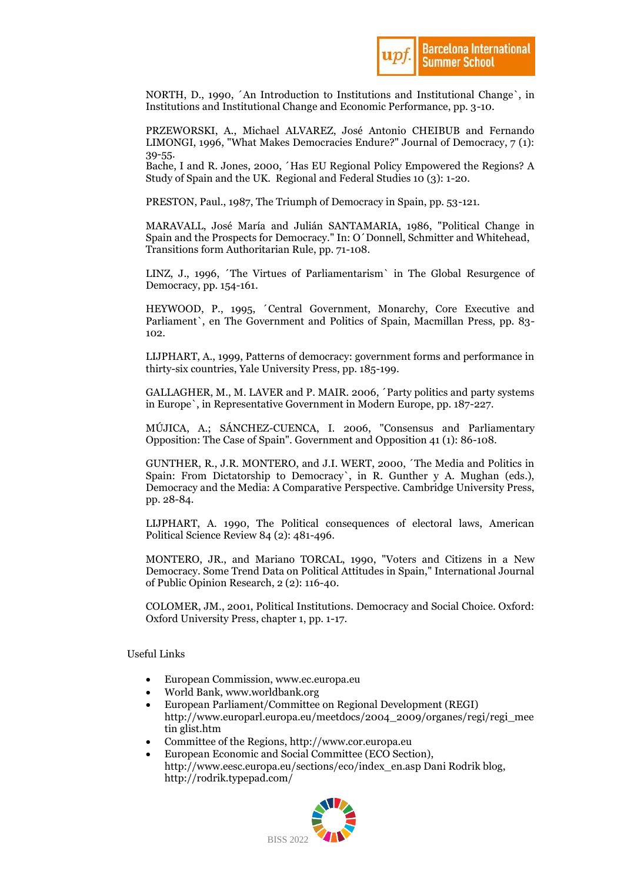NORTH, D., 1990, ´An Introduction to Institutions and Institutional Change`, in Institutions and Institutional Change and Economic Performance, pp. 3-10.

PRZEWORSKI, A., Michael ALVAREZ, José Antonio CHEIBUB and Fernando LIMONGI, 1996, "What Makes Democracies Endure?" Journal of Democracy, 7 (1): 39-55.
Bache, I and R. Jones, 2000, ´Has EU Regional Policy Empowered the Regions? A Study of Spain and the UK. Regional and Federal Studies 10 (3): 1-20.

PRESTON, Paul., 1987, The Triumph of Democracy in Spain, pp. 53-121.

MARAVALL, José María and Julián SANTAMARIA, 1986, "Political Change in Spain and the Prospects for Democracy." In: O´Donnell, Schmitter and Whitehead, Transitions form Authoritarian Rule, pp. 71-108.

LINZ, J., 1996, ´The Virtues of Parliamentarism` in The Global Resurgence of Democracy, pp. 154-161.

HEYWOOD, P., 1995, ´Central Government, Monarchy, Core Executive and Parliament`, en The Government and Politics of Spain, Macmillan Press, pp. 83-102.

LIJPHART, A., 1999, Patterns of democracy: government forms and performance in thirty-six countries, Yale University Press, pp. 185-199.

GALLAGHER, M., M. LAVER and P. MAIR. 2006, ´Party politics and party systems in Europe`, in Representative Government in Modern Europe, pp. 187-227.

MÚJICA, A.; SÁNCHEZ-CUENCA, I. 2006, "Consensus and Parliamentary Opposition: The Case of Spain". Government and Opposition 41 (1): 86-108.

GUNTHER, R., J.R. MONTERO, and J.I. WERT, 2000, ´The Media and Politics in Spain: From Dictatorship to Democracy`, in R. Gunther y A. Mughan (eds.), Democracy and the Media: A Comparative Perspective. Cambridge University Press, pp. 28-84.

LIJPHART, A. 1990, The Political consequences of electoral laws, American Political Science Review 84 (2): 481-496.

MONTERO, JR., and Mariano TORCAL, 1990, "Voters and Citizens in a New Democracy. Some Trend Data on Political Attitudes in Spain," International Journal of Public Opinion Research, 2 (2): 116-40.

COLOMER, JM., 2001, Political Institutions. Democracy and Social Choice. Oxford: Oxford University Press, chapter 1, pp. 1-17.

Useful Links

- European Commission, www.ec.europa.eu
- World Bank, www.worldbank.org
- European Parliament/Committee on Regional Development (REGI) http://www.europarl.europa.eu/meetdocs/2004_2009/organes/regi/regi_mee tin glist.htm
- Committee of the Regions, http://www.cor.europa.eu
- European Economic and Social Committee (ECO Section), http://www.eesc.europa.eu/sections/eco/index_en.asp Dani Rodrik blog, http://rodrik.typepad.com/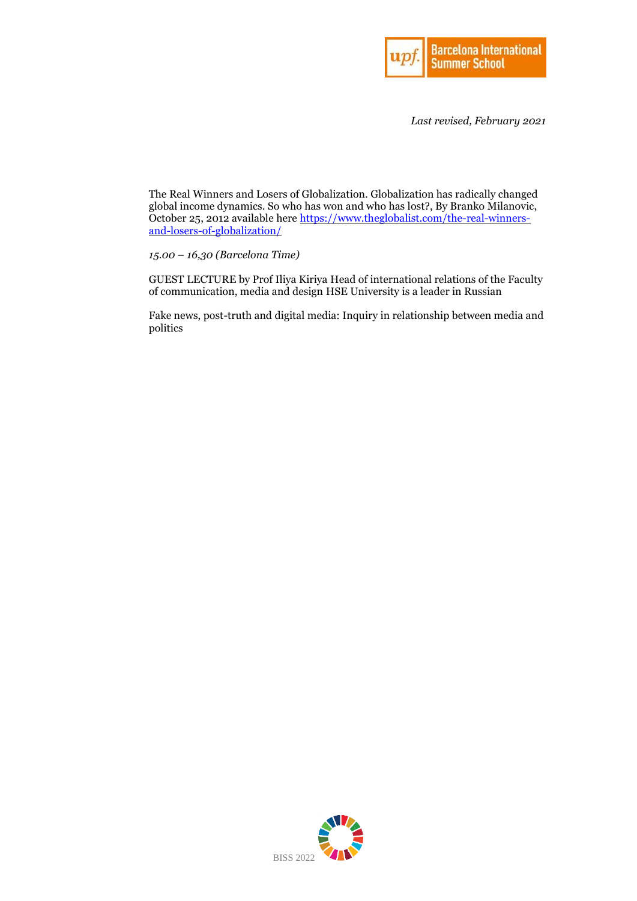*Last revised, February 2021*

The Real Winners and Losers of Globalization. Globalization has radically changed global income dynamics. So who has won and who has lost?, By Branko Milanovic, October 25, 2012 available here [https://www.theglobalist.com/the-real-winners-and-losers-of-globalization/](https://www.theglobalist.com/the-real-winners-and-losers-of-globalization/)

*15.00 – 16,30 (Barcelona Time)*

GUEST LECTURE by Prof Iliya Kiriya Head of international relations of the Faculty of communication, media and design HSE University is a leader in Russian

Fake news, post-truth and digital media: Inquiry in relationship between media and politics